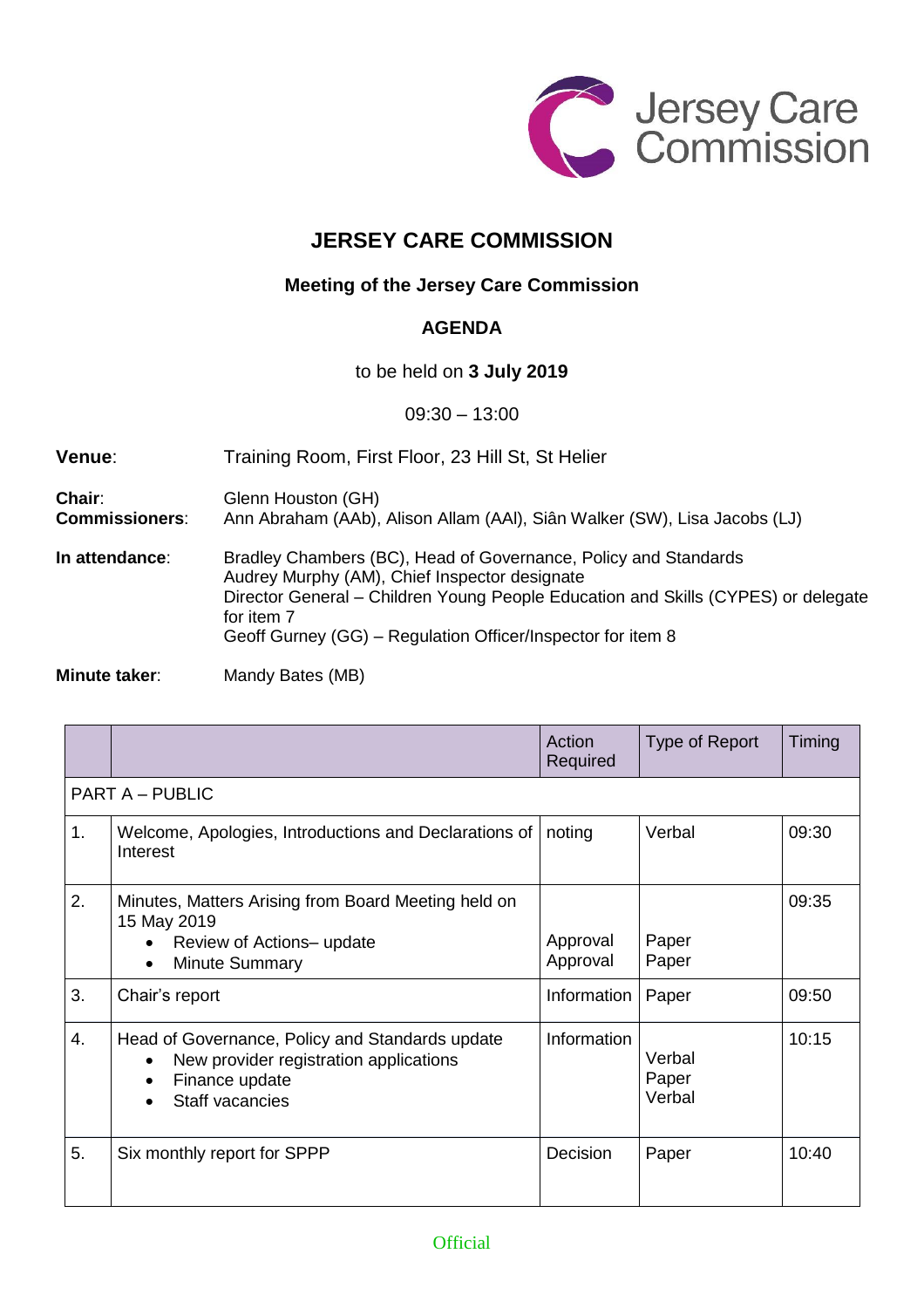# JERSEY CARE COMMISSION

## Meeting of the Jersey Care Commission

## AGENDA

to be held on **3 July 2019**

09:30 – 13:00

**Venue**: Training Room, First Floor, 23 Hill St, St Helier

**Chair**: Glenn Houston (GH)
**Commissioners**: Ann Abraham (AAb), Alison Allam (AAl), Siân Walker (SW), Lisa Jacobs (LJ)

**In attendance**: Bradley Chambers (BC), Head of Governance, Policy and Standards
Audrey Murphy (AM), Chief Inspector designate
Director General – Children Young People Education and Skills (CYPES) or delegate for item 7
Geoff Gurney (GG) – Regulation Officer/Inspector for item 8

**Minute taker**: Mandy Bates (MB)

| | | Action Required | Type of Report | Timing |
|---|---|---|---|---|
| PART A – PUBLIC | | | | |
| 1. | Welcome, Apologies, Introductions and Declarations of Interest | noting | Verbal | 09:30 |
| 2. | Minutes, Matters Arising from Board Meeting held on 15 May 2019<br>• Review of Actions– update<br>• Minute Summary | <br>Approval<br>Approval | <br>Paper<br>Paper | 09:35 |
| 3. | Chair's report | Information | Paper | 09:50 |
| 4. | Head of Governance, Policy and Standards update<br>• New provider registration applications<br>• Finance update<br>• Staff vacancies | Information | <br>Verbal<br>Paper<br>Verbal | 10:15 |
| 5. | Six monthly report for SPPP | Decision | Paper | 10:40 |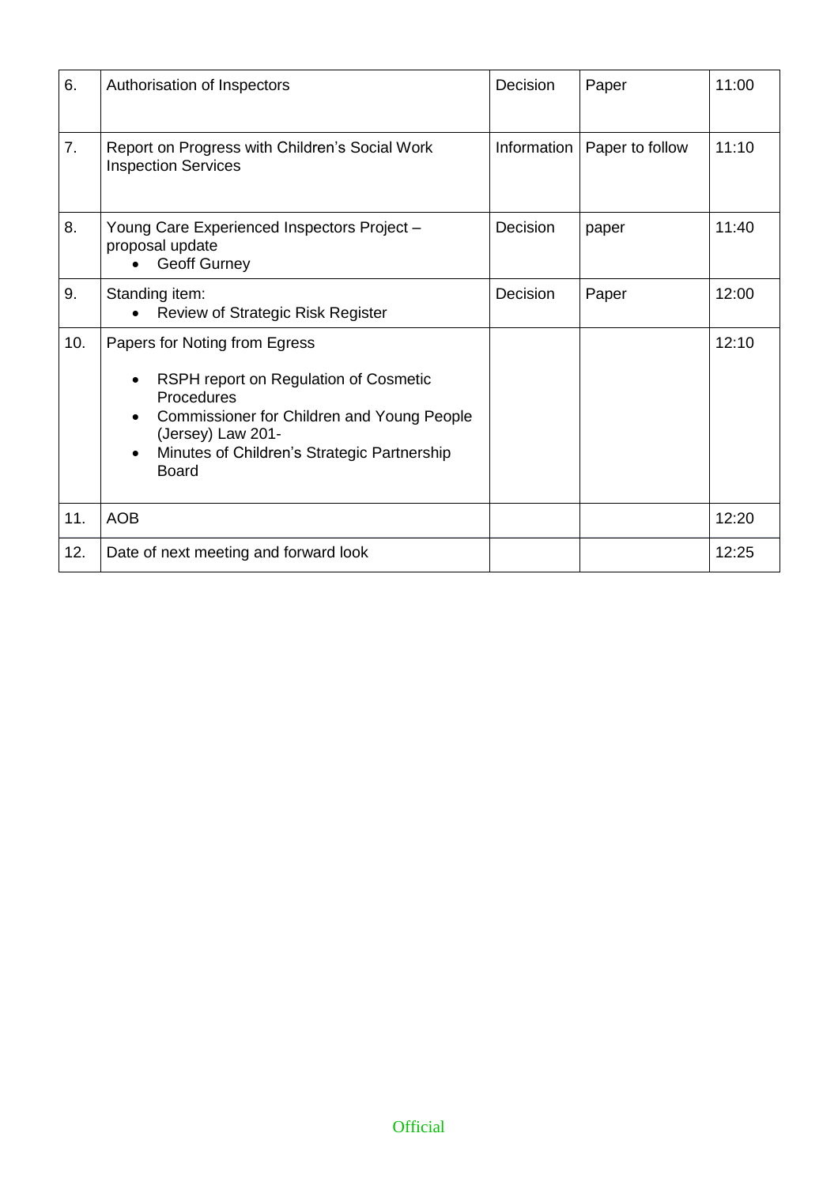| | | | | |
|---|---|---|---|---|
| 6. | Authorisation of Inspectors | Decision | Paper | 11:00 |
| 7. | Report on Progress with Children's Social Work Inspection Services | Information | Paper to follow | 11:10 |
| 8. | Young Care Experienced Inspectors Project – proposal update<br>• Geoff Gurney | Decision | paper | 11:40 |
| 9. | Standing item:<br>• Review of Strategic Risk Register | Decision | Paper | 12:00 |
| 10. | Papers for Noting from Egress<br>• RSPH report on Regulation of Cosmetic Procedures<br>• Commissioner for Children and Young People (Jersey) Law 201-<br>• Minutes of Children's Strategic Partnership Board | | | 12:10 |
| 11. | AOB | | | 12:20 |
| 12. | Date of next meeting and forward look | | | 12:25 |

Official